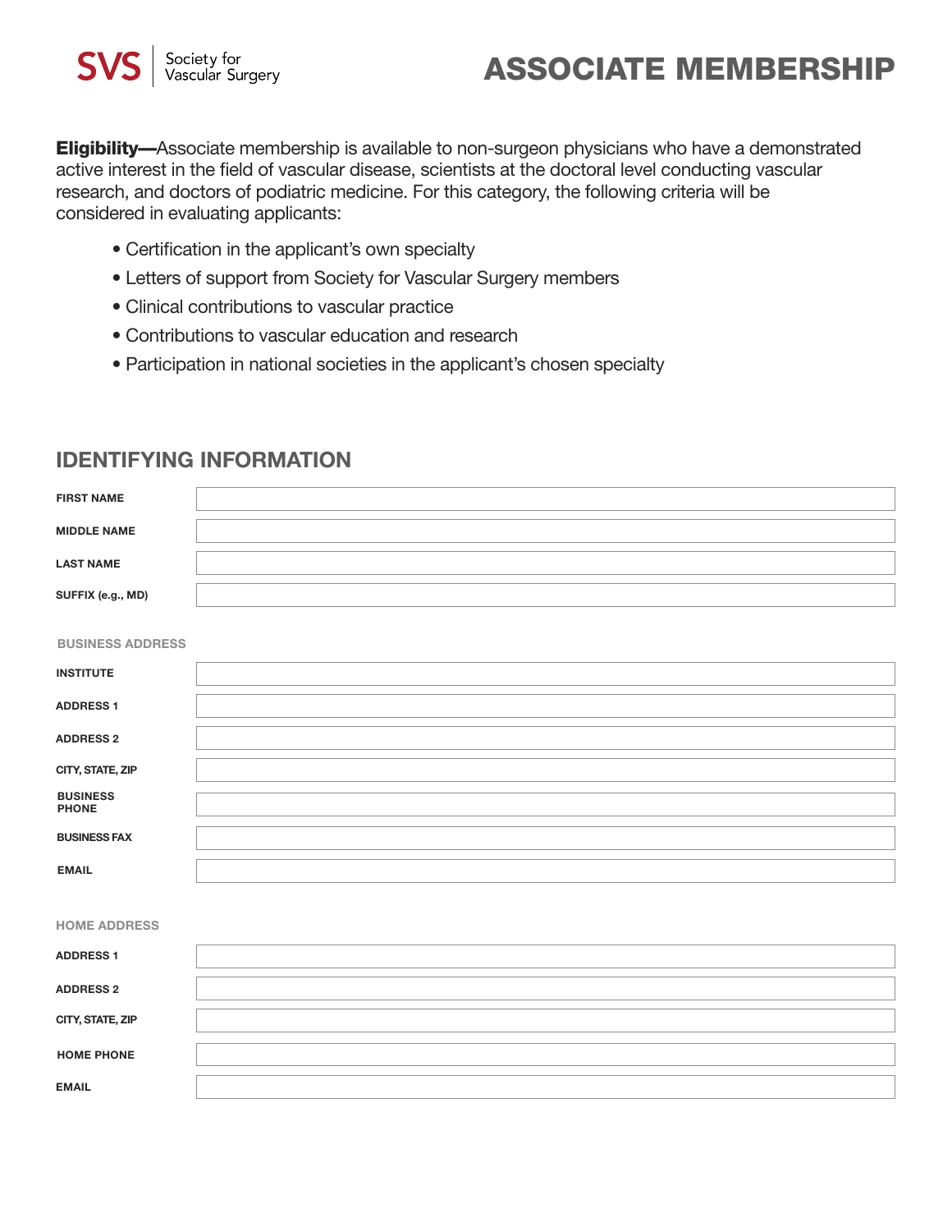SVS | Society for Vascular Surgery

# ASSOCIATE MEMBERSHIP

**Eligibility—**Associate membership is available to non-surgeon physicians who have a demonstrated active interest in the field of vascular disease, scientists at the doctoral level conducting vascular research, and doctors of podiatric medicine. For this category, the following criteria will be considered in evaluating applicants:

- Certification in the applicant's own specialty
- Letters of support from Society for Vascular Surgery members
- Clinical contributions to vascular practice
- Contributions to vascular education and research
- Participation in national societies in the applicant's chosen specialty

## IDENTIFYING INFORMATION

| | |
|---|---|
| FIRST NAME | |
| MIDDLE NAME | |
| LAST NAME | |
| SUFFIX (e.g., MD) | |

### BUSINESS ADDRESS

| | |
|---|---|
| INSTITUTE | |
| ADDRESS 1 | |
| ADDRESS 2 | |
| CITY, STATE, ZIP | |
| BUSINESS PHONE | |
| BUSINESS FAX | |
| EMAIL | |

### HOME ADDRESS

| | |
|---|---|
| ADDRESS 1 | |
| ADDRESS 2 | |
| CITY, STATE, ZIP | |
| HOME PHONE | |
| EMAIL | |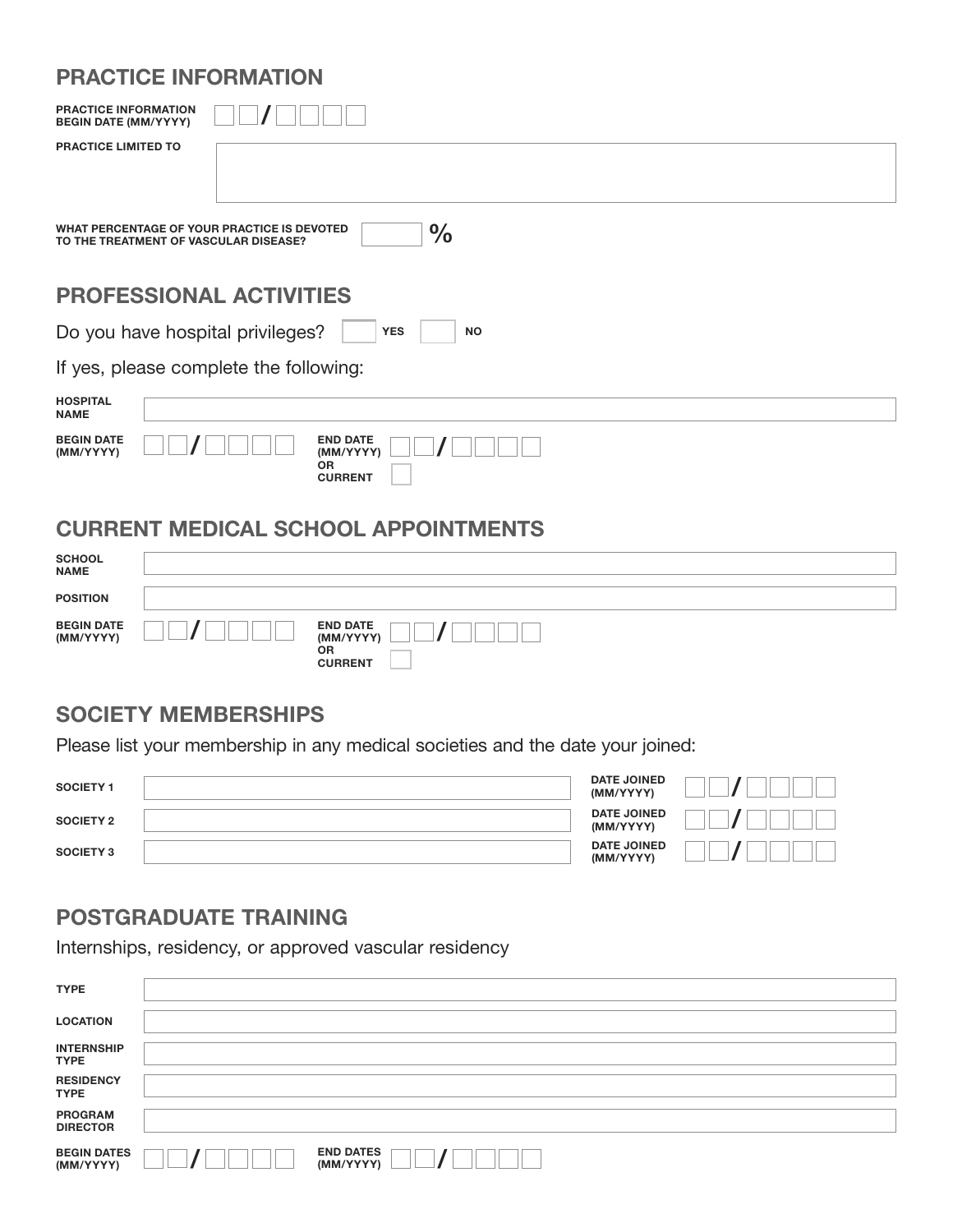## PRACTICE INFORMATION

**PRACTICE INFORMATION BEGIN DATE (MM/YYYY)** __ __ / __ __ __ __

**PRACTICE LIMITED TO**

**WHAT PERCENTAGE OF YOUR PRACTICE IS DEVOTED TO THE TREATMENT OF VASCULAR DISEASE?** ______ %

## PROFESSIONAL ACTIVITIES

Do you have hospital privileges? ☐ **YES** ☐ **NO**

If yes, please complete the following:

**HOSPITAL NAME**

**BEGIN DATE (MM/YYYY)** __ __ / __ __ __ __ **END DATE (MM/YYYY)** __ __ / __ __ __ __ **OR CURRENT** ☐

## CURRENT MEDICAL SCHOOL APPOINTMENTS

**SCHOOL NAME**

**POSITION**

**BEGIN DATE (MM/YYYY)** __ __ / __ __ __ __ **END DATE (MM/YYYY)** __ __ / __ __ __ __ **OR CURRENT** ☐

## SOCIETY MEMBERSHIPS

Please list your membership in any medical societies and the date your joined:

**SOCIETY 1** **DATE JOINED (MM/YYYY)** __ __ / __ __ __ __

**SOCIETY 2** **DATE JOINED (MM/YYYY)** __ __ / __ __ __ __

**SOCIETY 3** **DATE JOINED (MM/YYYY)** __ __ / __ __ __ __

## POSTGRADUATE TRAINING

Internships, residency, or approved vascular residency

**TYPE**

**LOCATION**

**INTERNSHIP TYPE**

**RESIDENCY TYPE**

**PROGRAM DIRECTOR**

**BEGIN DATES (MM/YYYY)** __ __ / __ __ __ __ **END DATES (MM/YYYY)** __ __ / __ __ __ __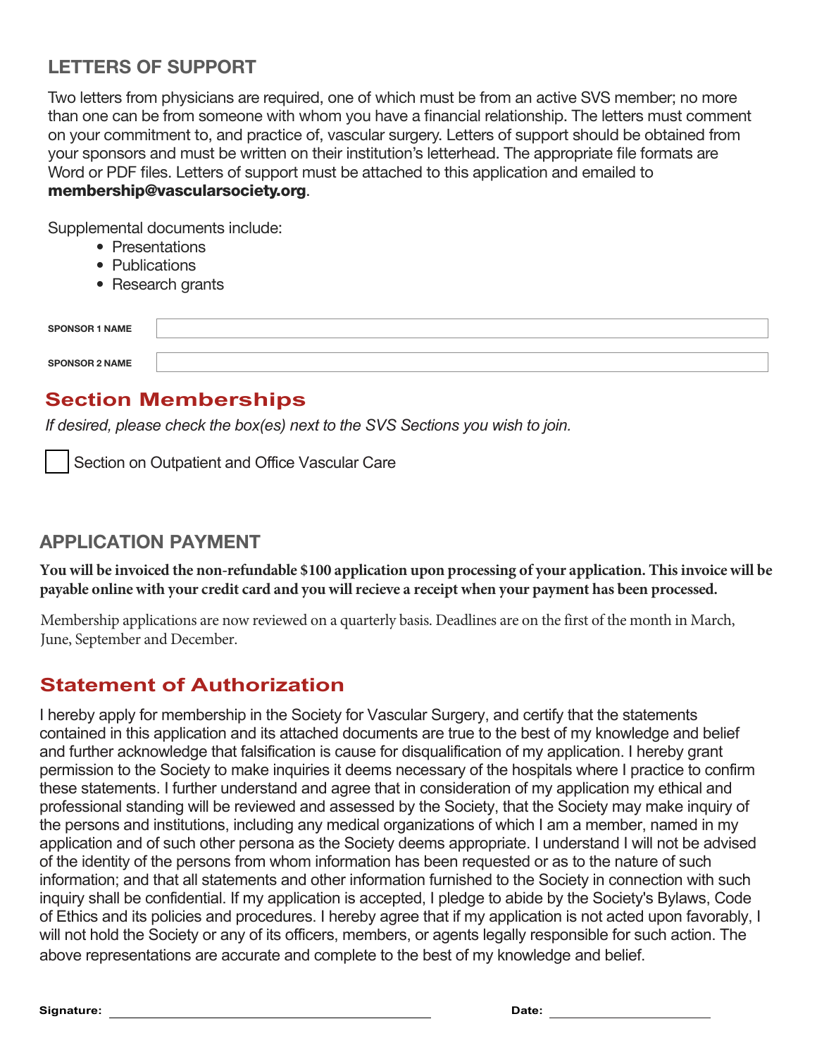## LETTERS OF SUPPORT

Two letters from physicians are required, one of which must be from an active SVS member; no more than one can be from someone with whom you have a financial relationship. The letters must comment on your commitment to, and practice of, vascular surgery. Letters of support should be obtained from your sponsors and must be written on their institution's letterhead. The appropriate file formats are Word or PDF files. Letters of support must be attached to this application and emailed to **membership@vascularsociety.org**.

Supplemental documents include:

- Presentations
- Publications
- Research grants

**SPONSOR 1 NAME** ______________________________

**SPONSOR 2 NAME** ______________________________

## Section Memberships

*If desired, please check the box(es) next to the SVS Sections you wish to join.*

☐ Section on Outpatient and Office Vascular Care

## APPLICATION PAYMENT

**You will be invoiced the non-refundable $100 application upon processing of your application. This invoice will be payable online with your credit card and you will recieve a receipt when your payment has been processed.**

Membership applications are now reviewed on a quarterly basis. Deadlines are on the first of the month in March, June, September and December.

## Statement of Authorization

I hereby apply for membership in the Society for Vascular Surgery, and certify that the statements contained in this application and its attached documents are true to the best of my knowledge and belief and further acknowledge that falsification is cause for disqualification of my application. I hereby grant permission to the Society to make inquiries it deems necessary of the hospitals where I practice to confirm these statements. I further understand and agree that in consideration of my application my ethical and professional standing will be reviewed and assessed by the Society, that the Society may make inquiry of the persons and institutions, including any medical organizations of which I am a member, named in my application and of such other persona as the Society deems appropriate. I understand I will not be advised of the identity of the persons from whom information has been requested or as to the nature of such information; and that all statements and other information furnished to the Society in connection with such inquiry shall be confidential. If my application is accepted, I pledge to abide by the Society's Bylaws, Code of Ethics and its policies and procedures. I hereby agree that if my application is not acted upon favorably, I will not hold the Society or any of its officers, members, or agents legally responsible for such action. The above representations are accurate and complete to the best of my knowledge and belief.

**Signature:** ______________________________ **Date:** ____________________